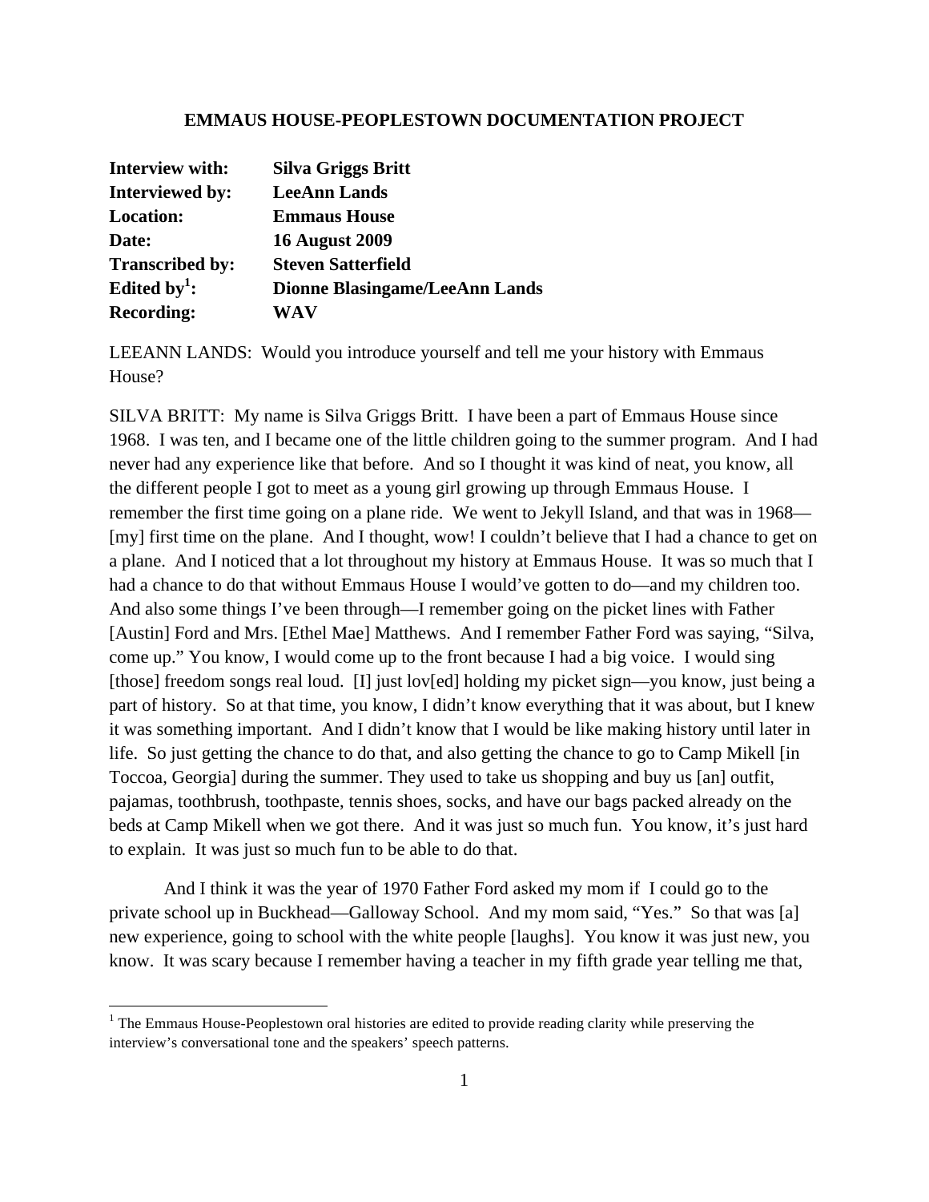# EMMAUS HOUSE-PEOPLESTOWN DOCUMENTATION PROJECT

| | |
|---|---|
| **Interview with:** | **Silva Griggs Britt** |
| **Interviewed by:** | **LeeAnn Lands** |
| **Location:** | **Emmaus House** |
| **Date:** | **16 August 2009** |
| **Transcribed by:** | **Steven Satterfield** |
| **Edited by[1]:** | **Dionne Blasingame/LeeAnn Lands** |
| **Recording:** | **WAV** |

LEEANN LANDS: Would you introduce yourself and tell me your history with Emmaus House?

SILVA BRITT: My name is Silva Griggs Britt. I have been a part of Emmaus House since 1968. I was ten, and I became one of the little children going to the summer program. And I had never had any experience like that before. And so I thought it was kind of neat, you know, all the different people I got to meet as a young girl growing up through Emmaus House. I remember the first time going on a plane ride. We went to Jekyll Island, and that was in 1968—[my] first time on the plane. And I thought, wow! I couldn't believe that I had a chance to get on a plane. And I noticed that a lot throughout my history at Emmaus House. It was so much that I had a chance to do that without Emmaus House I would've gotten to do—and my children too. And also some things I've been through—I remember going on the picket lines with Father [Austin] Ford and Mrs. [Ethel Mae] Matthews. And I remember Father Ford was saying, "Silva, come up." You know, I would come up to the front because I had a big voice. I would sing [those] freedom songs real loud. [I] just lov[ed] holding my picket sign—you know, just being a part of history. So at that time, you know, I didn't know everything that it was about, but I knew it was something important. And I didn't know that I would be like making history until later in life. So just getting the chance to do that, and also getting the chance to go to Camp Mikell [in Toccoa, Georgia] during the summer. They used to take us shopping and buy us [an] outfit, pajamas, toothbrush, toothpaste, tennis shoes, socks, and have our bags packed already on the beds at Camp Mikell when we got there. And it was just so much fun. You know, it's just hard to explain. It was just so much fun to be able to do that.

And I think it was the year of 1970 Father Ford asked my mom if I could go to the private school up in Buckhead—Galloway School. And my mom said, "Yes." So that was [a] new experience, going to school with the white people [laughs]. You know it was just new, you know. It was scary because I remember having a teacher in my fifth grade year telling me that,

[1] The Emmaus House-Peoplestown oral histories are edited to provide reading clarity while preserving the interview's conversational tone and the speakers' speech patterns.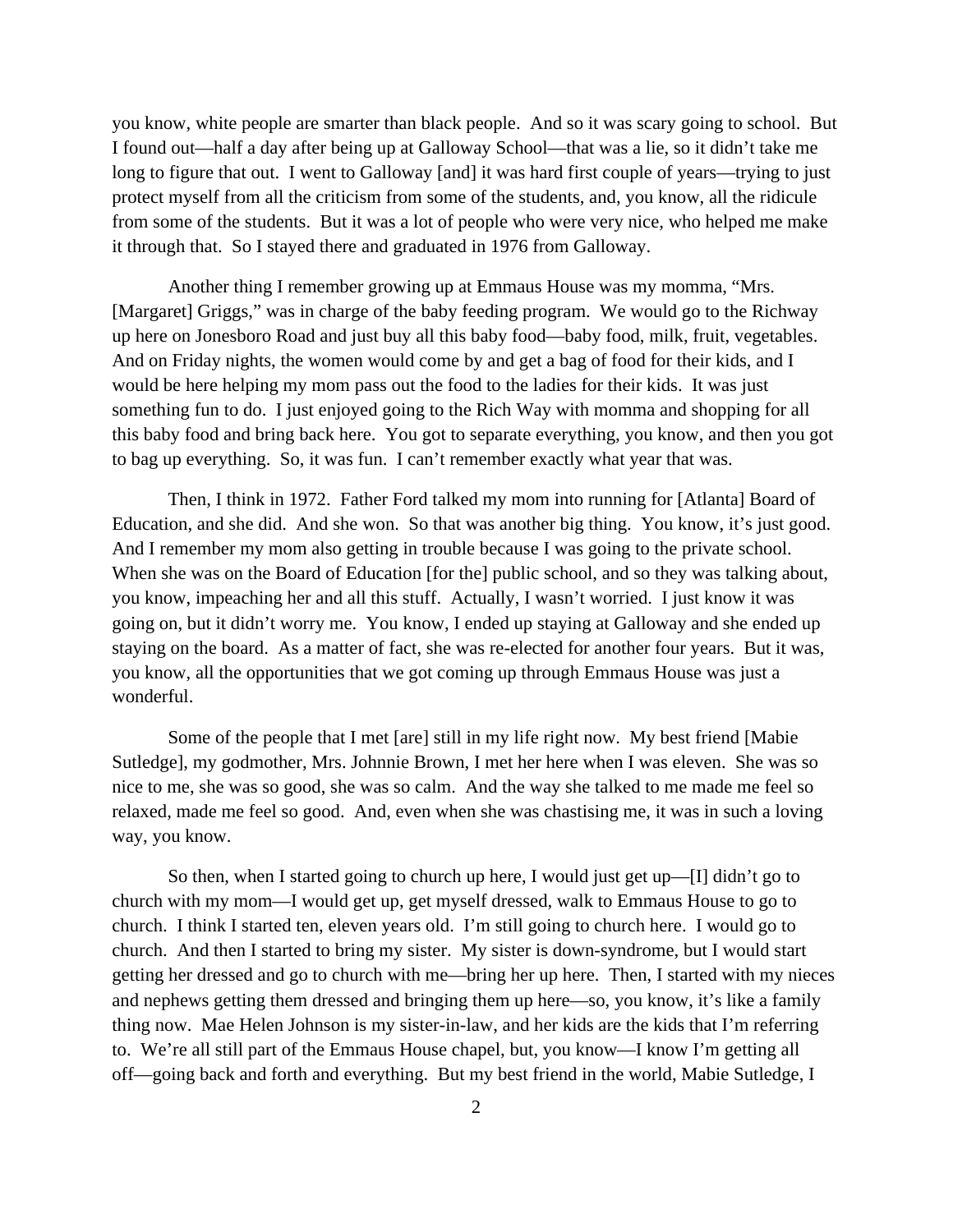you know, white people are smarter than black people.  And so it was scary going to school.  But I found out—half a day after being up at Galloway School—that was a lie, so it didn't take me long to figure that out.  I went to Galloway [and] it was hard first couple of years—trying to just protect myself from all the criticism from some of the students, and, you know, all the ridicule from some of the students.  But it was a lot of people who were very nice, who helped me make it through that.  So I stayed there and graduated in 1976 from Galloway.

Another thing I remember growing up at Emmaus House was my momma, "Mrs. [Margaret] Griggs," was in charge of the baby feeding program.  We would go to the Richway up here on Jonesboro Road and just buy all this baby food—baby food, milk, fruit, vegetables.  And on Friday nights, the women would come by and get a bag of food for their kids, and I would be here helping my mom pass out the food to the ladies for their kids.  It was just something fun to do.  I just enjoyed going to the Rich Way with momma and shopping for all this baby food and bring back here.  You got to separate everything, you know, and then you got to bag up everything.  So, it was fun.  I can't remember exactly what year that was.

Then, I think in 1972.  Father Ford talked my mom into running for [Atlanta] Board of Education, and she did.  And she won.  So that was another big thing.  You know, it's just good.  And I remember my mom also getting in trouble because I was going to the private school.  When she was on the Board of Education [for the] public school, and so they was talking about, you know, impeaching her and all this stuff.  Actually, I wasn't worried.  I just know it was going on, but it didn't worry me.  You know, I ended up staying at Galloway and she ended up staying on the board.  As a matter of fact, she was re-elected for another four years.  But it was, you know, all the opportunities that we got coming up through Emmaus House was just a wonderful.

Some of the people that I met [are] still in my life right now.  My best friend [Mabie Sutledge], my godmother, Mrs. Johnnie Brown, I met her here when I was eleven.  She was so nice to me, she was so good, she was so calm.  And the way she talked to me made me feel so relaxed, made me feel so good.  And, even when she was chastising me, it was in such a loving way, you know.

So then, when I started going to church up here, I would just get up—[I] didn't go to church with my mom—I would get up, get myself dressed, walk to Emmaus House to go to church.  I think I started ten, eleven years old.  I'm still going to church here.  I would go to church.  And then I started to bring my sister.  My sister is down-syndrome, but I would start getting her dressed and go to church with me—bring her up here.  Then, I started with my nieces and nephews getting them dressed and bringing them up here—so, you know, it's like a family thing now.  Mae Helen Johnson is my sister-in-law, and her kids are the kids that I'm referring to.  We're all still part of the Emmaus House chapel, but, you know—I know I'm getting all off—going back and forth and everything.  But my best friend in the world, Mabie Sutledge, I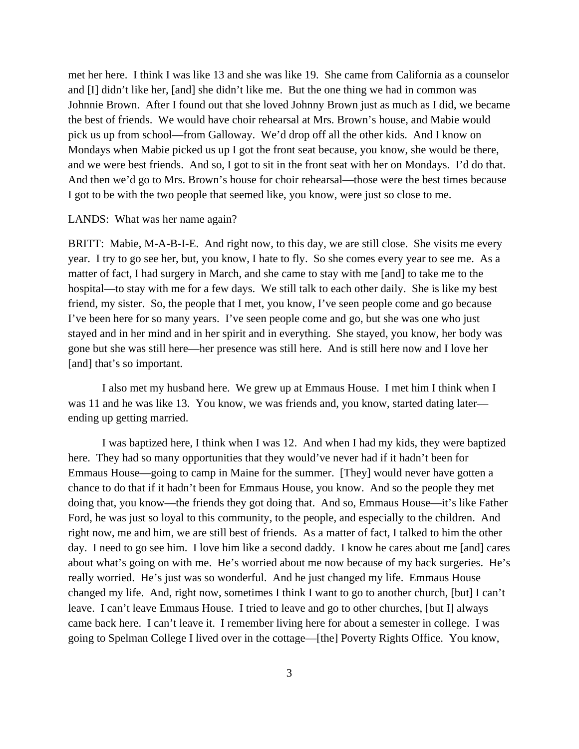met her here. I think I was like 13 and she was like 19. She came from California as a counselor and [I] didn't like her, [and] she didn't like me. But the one thing we had in common was Johnnie Brown. After I found out that she loved Johnny Brown just as much as I did, we became the best of friends. We would have choir rehearsal at Mrs. Brown's house, and Mabie would pick us up from school—from Galloway. We'd drop off all the other kids. And I know on Mondays when Mabie picked us up I got the front seat because, you know, she would be there, and we were best friends. And so, I got to sit in the front seat with her on Mondays. I'd do that. And then we'd go to Mrs. Brown's house for choir rehearsal—those were the best times because I got to be with the two people that seemed like, you know, were just so close to me.

LANDS: What was her name again?

BRITT: Mabie, M-A-B-I-E. And right now, to this day, we are still close. She visits me every year. I try to go see her, but, you know, I hate to fly. So she comes every year to see me. As a matter of fact, I had surgery in March, and she came to stay with me [and] to take me to the hospital—to stay with me for a few days. We still talk to each other daily. She is like my best friend, my sister. So, the people that I met, you know, I've seen people come and go because I've been here for so many years. I've seen people come and go, but she was one who just stayed and in her mind and in her spirit and in everything. She stayed, you know, her body was gone but she was still here—her presence was still here. And is still here now and I love her [and] that's so important.

I also met my husband here. We grew up at Emmaus House. I met him I think when I was 11 and he was like 13. You know, we was friends and, you know, started dating later—ending up getting married.

I was baptized here, I think when I was 12. And when I had my kids, they were baptized here. They had so many opportunities that they would've never had if it hadn't been for Emmaus House—going to camp in Maine for the summer. [They] would never have gotten a chance to do that if it hadn't been for Emmaus House, you know. And so the people they met doing that, you know—the friends they got doing that. And so, Emmaus House—it's like Father Ford, he was just so loyal to this community, to the people, and especially to the children. And right now, me and him, we are still best of friends. As a matter of fact, I talked to him the other day. I need to go see him. I love him like a second daddy. I know he cares about me [and] cares about what's going on with me. He's worried about me now because of my back surgeries. He's really worried. He's just was so wonderful. And he just changed my life. Emmaus House changed my life. And, right now, sometimes I think I want to go to another church, [but] I can't leave. I can't leave Emmaus House. I tried to leave and go to other churches, [but I] always came back here. I can't leave it. I remember living here for about a semester in college. I was going to Spelman College I lived over in the cottage—[the] Poverty Rights Office. You know,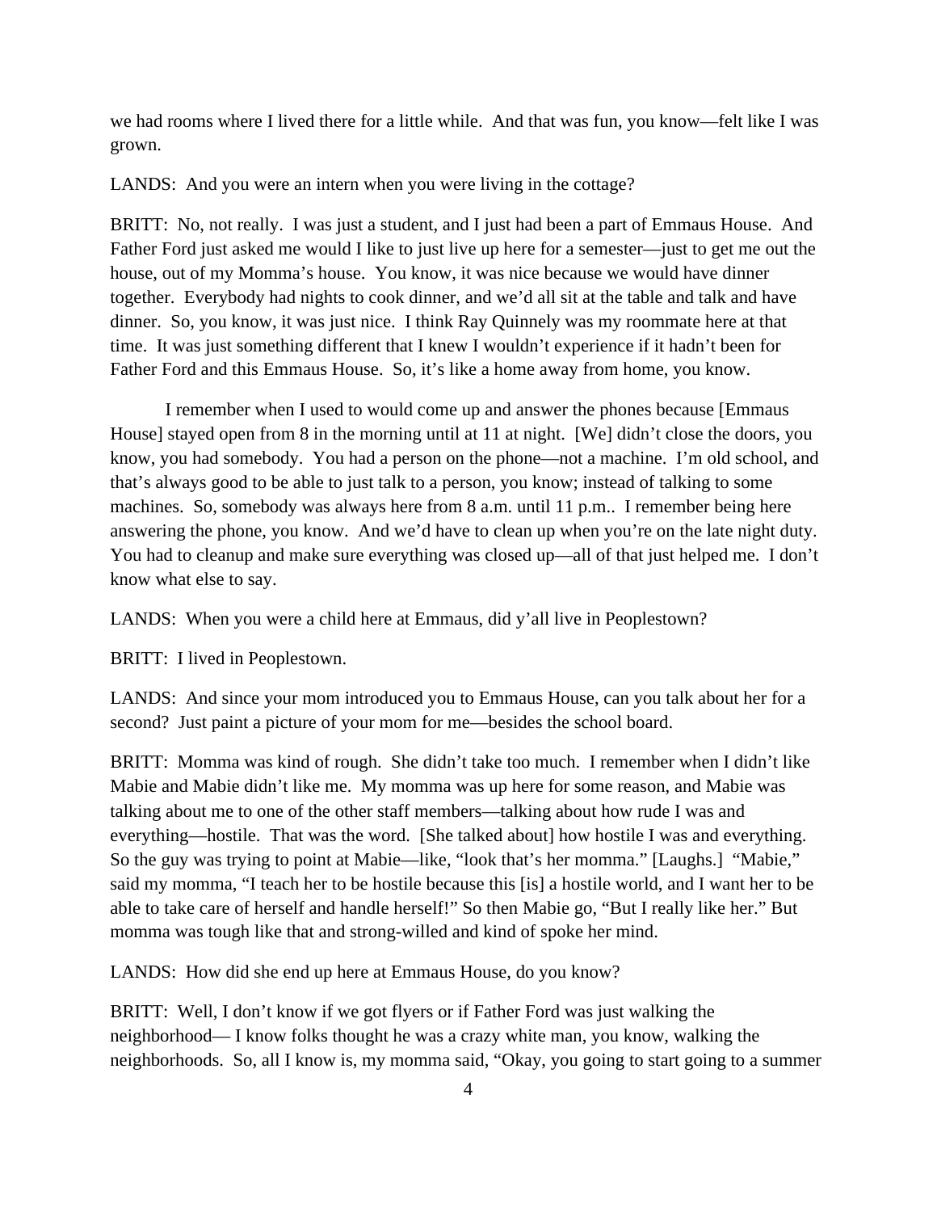we had rooms where I lived there for a little while. And that was fun, you know—felt like I was grown.

LANDS: And you were an intern when you were living in the cottage?

BRITT: No, not really. I was just a student, and I just had been a part of Emmaus House. And Father Ford just asked me would I like to just live up here for a semester—just to get me out the house, out of my Momma's house. You know, it was nice because we would have dinner together. Everybody had nights to cook dinner, and we'd all sit at the table and talk and have dinner. So, you know, it was just nice. I think Ray Quinnely was my roommate here at that time. It was just something different that I knew I wouldn't experience if it hadn't been for Father Ford and this Emmaus House. So, it's like a home away from home, you know.

I remember when I used to would come up and answer the phones because [Emmaus House] stayed open from 8 in the morning until at 11 at night. [We] didn't close the doors, you know, you had somebody. You had a person on the phone—not a machine. I'm old school, and that's always good to be able to just talk to a person, you know; instead of talking to some machines. So, somebody was always here from 8 a.m. until 11 p.m.. I remember being here answering the phone, you know. And we'd have to clean up when you're on the late night duty. You had to cleanup and make sure everything was closed up—all of that just helped me. I don't know what else to say.

LANDS: When you were a child here at Emmaus, did y'all live in Peoplestown?

BRITT: I lived in Peoplestown.

LANDS: And since your mom introduced you to Emmaus House, can you talk about her for a second? Just paint a picture of your mom for me—besides the school board.

BRITT: Momma was kind of rough. She didn't take too much. I remember when I didn't like Mabie and Mabie didn't like me. My momma was up here for some reason, and Mabie was talking about me to one of the other staff members—talking about how rude I was and everything—hostile. That was the word. [She talked about] how hostile I was and everything. So the guy was trying to point at Mabie—like, "look that's her momma." [Laughs.] "Mabie," said my momma, "I teach her to be hostile because this [is] a hostile world, and I want her to be able to take care of herself and handle herself!" So then Mabie go, "But I really like her." But momma was tough like that and strong-willed and kind of spoke her mind.

LANDS: How did she end up here at Emmaus House, do you know?

BRITT: Well, I don't know if we got flyers or if Father Ford was just walking the neighborhood— I know folks thought he was a crazy white man, you know, walking the neighborhoods. So, all I know is, my momma said, "Okay, you going to start going to a summer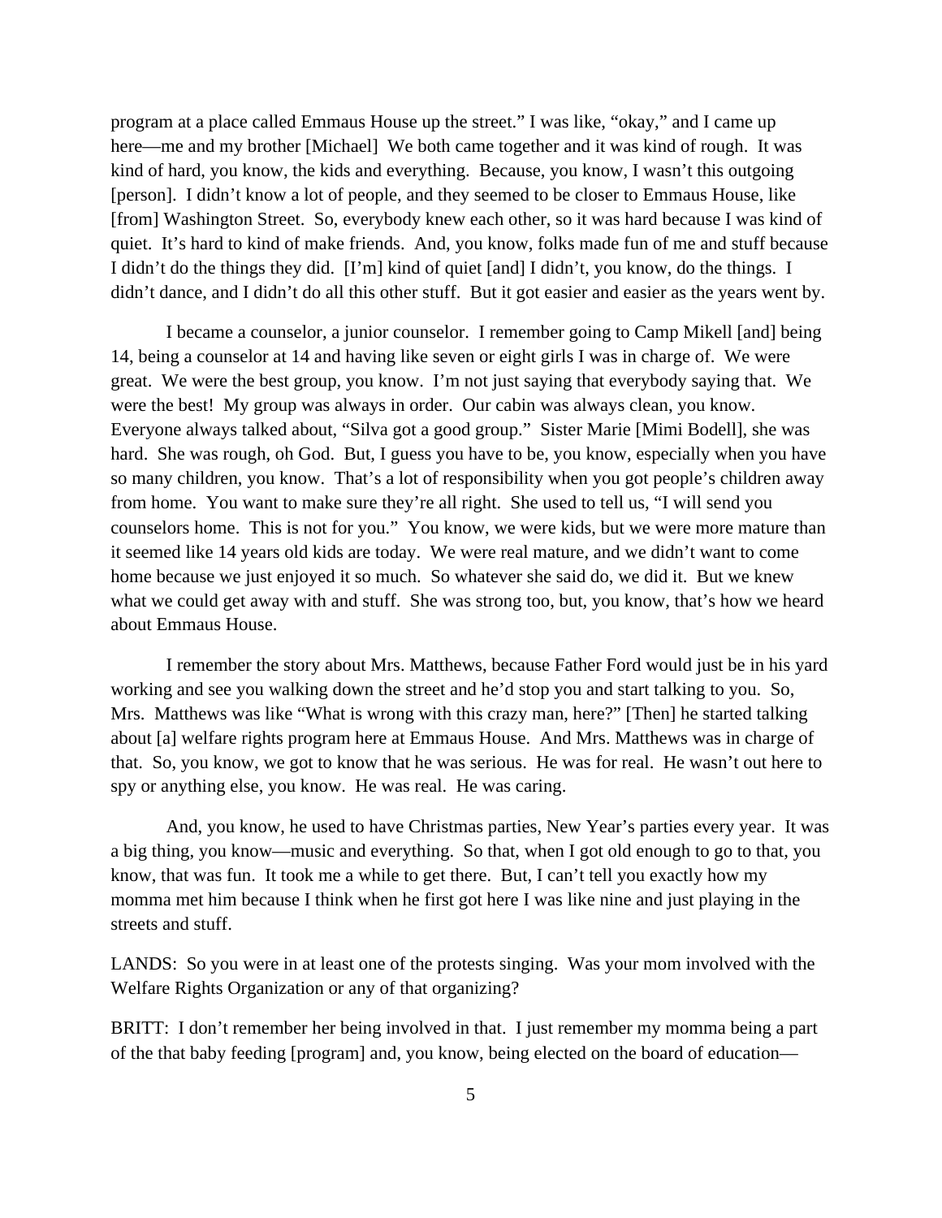program at a place called Emmaus House up the street." I was like, "okay," and I came up here—me and my brother [Michael] We both came together and it was kind of rough. It was kind of hard, you know, the kids and everything. Because, you know, I wasn't this outgoing [person]. I didn't know a lot of people, and they seemed to be closer to Emmaus House, like [from] Washington Street. So, everybody knew each other, so it was hard because I was kind of quiet. It's hard to kind of make friends. And, you know, folks made fun of me and stuff because I didn't do the things they did. [I'm] kind of quiet [and] I didn't, you know, do the things. I didn't dance, and I didn't do all this other stuff. But it got easier and easier as the years went by.

I became a counselor, a junior counselor. I remember going to Camp Mikell [and] being 14, being a counselor at 14 and having like seven or eight girls I was in charge of. We were great. We were the best group, you know. I'm not just saying that everybody saying that. We were the best! My group was always in order. Our cabin was always clean, you know. Everyone always talked about, "Silva got a good group." Sister Marie [Mimi Bodell], she was hard. She was rough, oh God. But, I guess you have to be, you know, especially when you have so many children, you know. That's a lot of responsibility when you got people's children away from home. You want to make sure they're all right. She used to tell us, "I will send you counselors home. This is not for you." You know, we were kids, but we were more mature than it seemed like 14 years old kids are today. We were real mature, and we didn't want to come home because we just enjoyed it so much. So whatever she said do, we did it. But we knew what we could get away with and stuff. She was strong too, but, you know, that's how we heard about Emmaus House.

I remember the story about Mrs. Matthews, because Father Ford would just be in his yard working and see you walking down the street and he'd stop you and start talking to you. So, Mrs. Matthews was like "What is wrong with this crazy man, here?" [Then] he started talking about [a] welfare rights program here at Emmaus House. And Mrs. Matthews was in charge of that. So, you know, we got to know that he was serious. He was for real. He wasn't out here to spy or anything else, you know. He was real. He was caring.

And, you know, he used to have Christmas parties, New Year's parties every year. It was a big thing, you know—music and everything. So that, when I got old enough to go to that, you know, that was fun. It took me a while to get there. But, I can't tell you exactly how my momma met him because I think when he first got here I was like nine and just playing in the streets and stuff.

LANDS: So you were in at least one of the protests singing. Was your mom involved with the Welfare Rights Organization or any of that organizing?

BRITT: I don't remember her being involved in that. I just remember my momma being a part of the that baby feeding [program] and, you know, being elected on the board of education—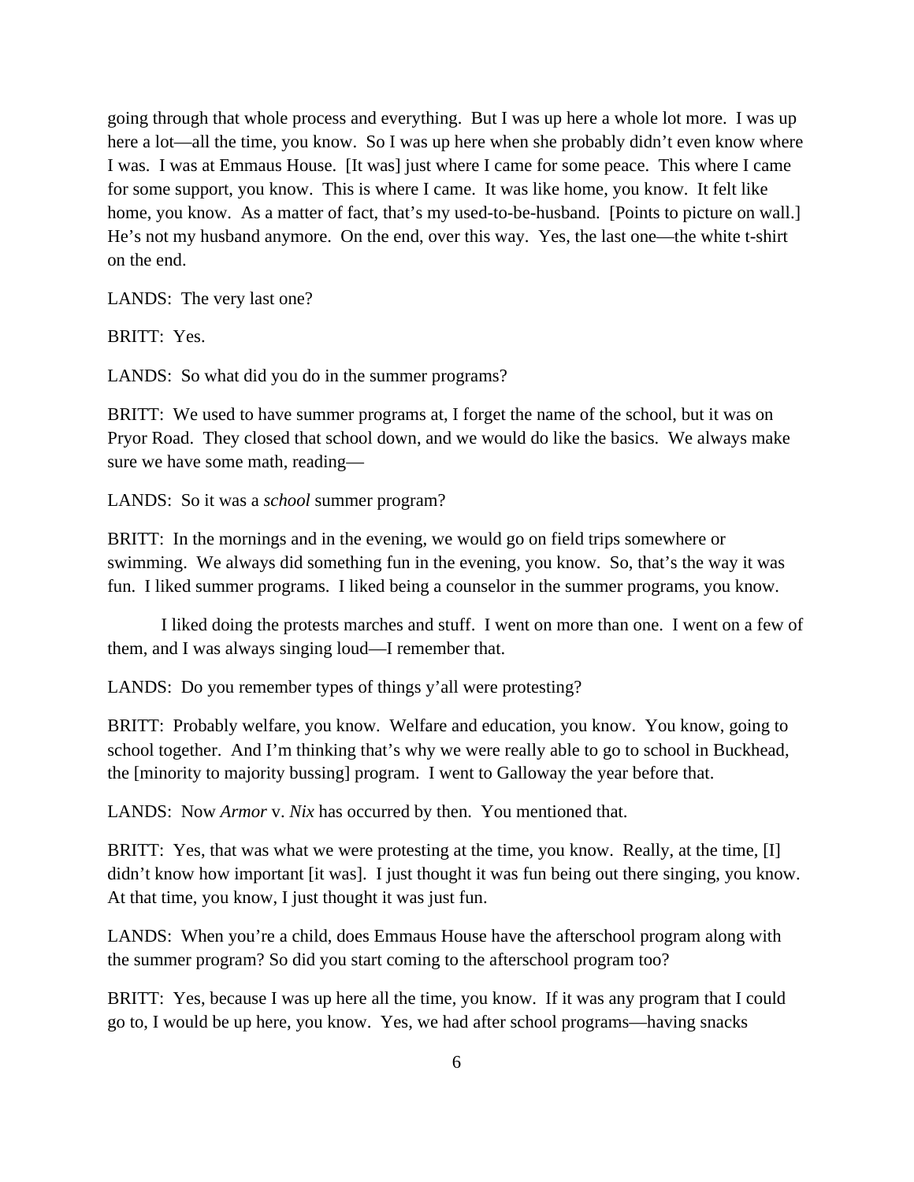going through that whole process and everything. But I was up here a whole lot more. I was up here a lot—all the time, you know. So I was up here when she probably didn't even know where I was. I was at Emmaus House. [It was] just where I came for some peace. This where I came for some support, you know. This is where I came. It was like home, you know. It felt like home, you know. As a matter of fact, that's my used-to-be-husband. [Points to picture on wall.] He's not my husband anymore. On the end, over this way. Yes, the last one—the white t-shirt on the end.

LANDS: The very last one?

BRITT: Yes.

LANDS: So what did you do in the summer programs?

BRITT: We used to have summer programs at, I forget the name of the school, but it was on Pryor Road. They closed that school down, and we would do like the basics. We always make sure we have some math, reading—

LANDS: So it was a *school* summer program?

BRITT: In the mornings and in the evening, we would go on field trips somewhere or swimming. We always did something fun in the evening, you know. So, that's the way it was fun. I liked summer programs. I liked being a counselor in the summer programs, you know.

I liked doing the protests marches and stuff. I went on more than one. I went on a few of them, and I was always singing loud—I remember that.

LANDS: Do you remember types of things y'all were protesting?

BRITT: Probably welfare, you know. Welfare and education, you know. You know, going to school together. And I'm thinking that's why we were really able to go to school in Buckhead, the [minority to majority bussing] program. I went to Galloway the year before that.

LANDS: Now *Armor* v. *Nix* has occurred by then. You mentioned that.

BRITT: Yes, that was what we were protesting at the time, you know. Really, at the time, [I] didn't know how important [it was]. I just thought it was fun being out there singing, you know. At that time, you know, I just thought it was just fun.

LANDS: When you're a child, does Emmaus House have the afterschool program along with the summer program? So did you start coming to the afterschool program too?

BRITT: Yes, because I was up here all the time, you know. If it was any program that I could go to, I would be up here, you know. Yes, we had after school programs—having snacks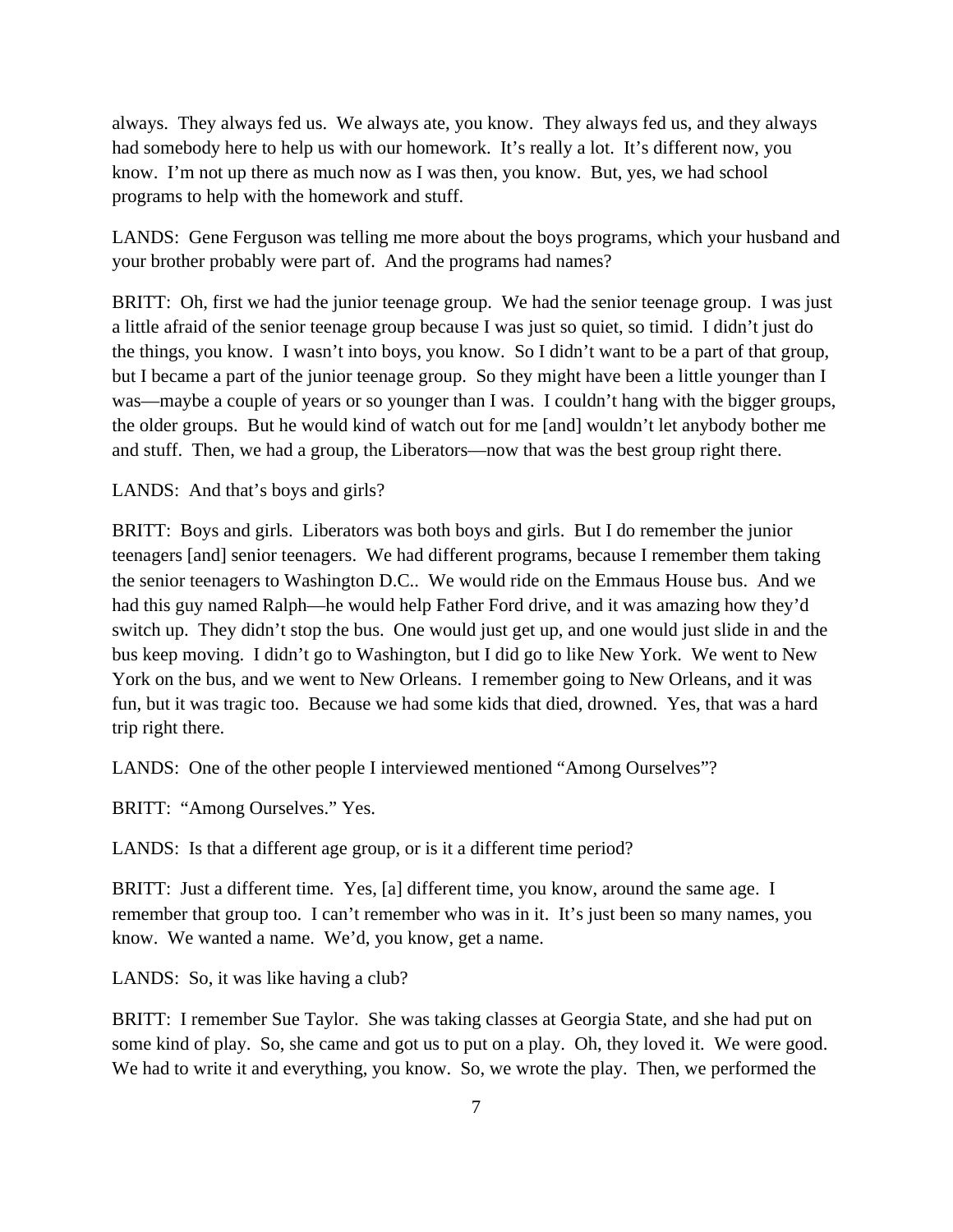always. They always fed us. We always ate, you know. They always fed us, and they always had somebody here to help us with our homework. It's really a lot. It's different now, you know. I'm not up there as much now as I was then, you know. But, yes, we had school programs to help with the homework and stuff.

LANDS: Gene Ferguson was telling me more about the boys programs, which your husband and your brother probably were part of. And the programs had names?

BRITT: Oh, first we had the junior teenage group. We had the senior teenage group. I was just a little afraid of the senior teenage group because I was just so quiet, so timid. I didn't just do the things, you know. I wasn't into boys, you know. So I didn't want to be a part of that group, but I became a part of the junior teenage group. So they might have been a little younger than I was—maybe a couple of years or so younger than I was. I couldn't hang with the bigger groups, the older groups. But he would kind of watch out for me [and] wouldn't let anybody bother me and stuff. Then, we had a group, the Liberators—now that was the best group right there.

LANDS: And that's boys and girls?

BRITT: Boys and girls. Liberators was both boys and girls. But I do remember the junior teenagers [and] senior teenagers. We had different programs, because I remember them taking the senior teenagers to Washington D.C.. We would ride on the Emmaus House bus. And we had this guy named Ralph—he would help Father Ford drive, and it was amazing how they'd switch up. They didn't stop the bus. One would just get up, and one would just slide in and the bus keep moving. I didn't go to Washington, but I did go to like New York. We went to New York on the bus, and we went to New Orleans. I remember going to New Orleans, and it was fun, but it was tragic too. Because we had some kids that died, drowned. Yes, that was a hard trip right there.

LANDS: One of the other people I interviewed mentioned "Among Ourselves"?

BRITT: "Among Ourselves." Yes.

LANDS: Is that a different age group, or is it a different time period?

BRITT: Just a different time. Yes, [a] different time, you know, around the same age. I remember that group too. I can't remember who was in it. It's just been so many names, you know. We wanted a name. We'd, you know, get a name.

LANDS: So, it was like having a club?

BRITT: I remember Sue Taylor. She was taking classes at Georgia State, and she had put on some kind of play. So, she came and got us to put on a play. Oh, they loved it. We were good. We had to write it and everything, you know. So, we wrote the play. Then, we performed the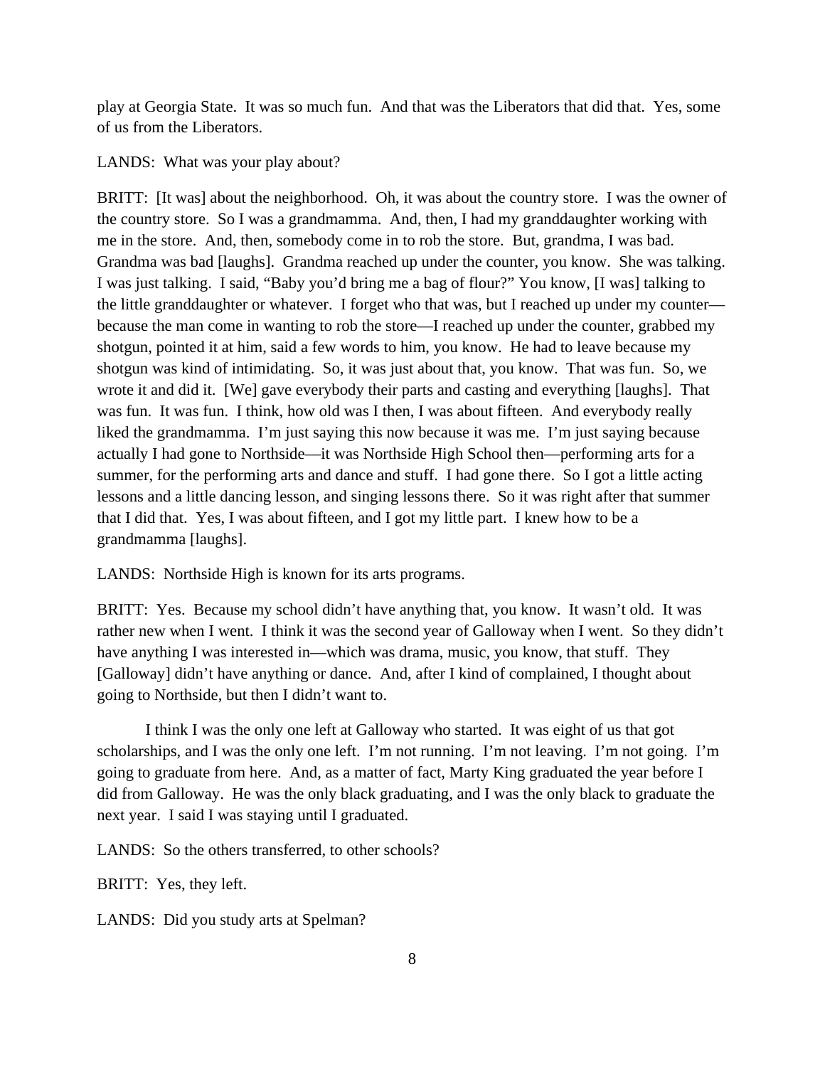play at Georgia State. It was so much fun. And that was the Liberators that did that. Yes, some of us from the Liberators.

LANDS: What was your play about?

BRITT: [It was] about the neighborhood. Oh, it was about the country store. I was the owner of the country store. So I was a grandmamma. And, then, I had my granddaughter working with me in the store. And, then, somebody come in to rob the store. But, grandma, I was bad. Grandma was bad [laughs]. Grandma reached up under the counter, you know. She was talking. I was just talking. I said, "Baby you'd bring me a bag of flour?" You know, [I was] talking to the little granddaughter or whatever. I forget who that was, but I reached up under my counter—because the man come in wanting to rob the store—I reached up under the counter, grabbed my shotgun, pointed it at him, said a few words to him, you know. He had to leave because my shotgun was kind of intimidating. So, it was just about that, you know. That was fun. So, we wrote it and did it. [We] gave everybody their parts and casting and everything [laughs]. That was fun. It was fun. I think, how old was I then, I was about fifteen. And everybody really liked the grandmamma. I'm just saying this now because it was me. I'm just saying because actually I had gone to Northside—it was Northside High School then—performing arts for a summer, for the performing arts and dance and stuff. I had gone there. So I got a little acting lessons and a little dancing lesson, and singing lessons there. So it was right after that summer that I did that. Yes, I was about fifteen, and I got my little part. I knew how to be a grandmamma [laughs].

LANDS: Northside High is known for its arts programs.

BRITT: Yes. Because my school didn't have anything that, you know. It wasn't old. It was rather new when I went. I think it was the second year of Galloway when I went. So they didn't have anything I was interested in—which was drama, music, you know, that stuff. They [Galloway] didn't have anything or dance. And, after I kind of complained, I thought about going to Northside, but then I didn't want to.

I think I was the only one left at Galloway who started. It was eight of us that got scholarships, and I was the only one left. I'm not running. I'm not leaving. I'm not going. I'm going to graduate from here. And, as a matter of fact, Marty King graduated the year before I did from Galloway. He was the only black graduating, and I was the only black to graduate the next year. I said I was staying until I graduated.

LANDS: So the others transferred, to other schools?

BRITT: Yes, they left.

LANDS: Did you study arts at Spelman?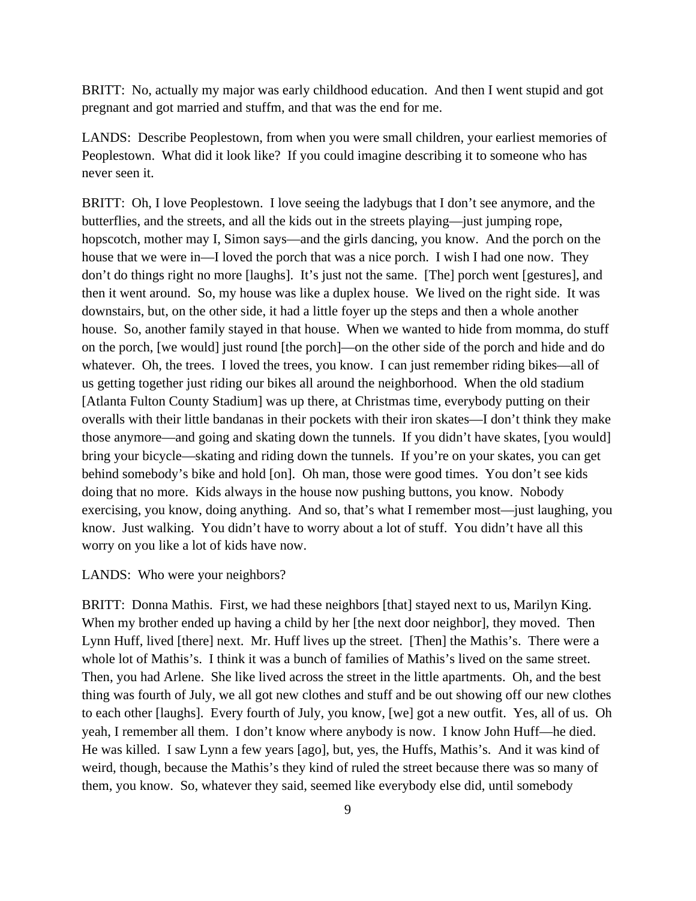BRITT: No, actually my major was early childhood education. And then I went stupid and got pregnant and got married and stuffm, and that was the end for me.

LANDS: Describe Peoplestown, from when you were small children, your earliest memories of Peoplestown. What did it look like? If you could imagine describing it to someone who has never seen it.

BRITT: Oh, I love Peoplestown. I love seeing the ladybugs that I don't see anymore, and the butterflies, and the streets, and all the kids out in the streets playing—just jumping rope, hopscotch, mother may I, Simon says—and the girls dancing, you know. And the porch on the house that we were in—I loved the porch that was a nice porch. I wish I had one now. They don't do things right no more [laughs]. It's just not the same. [The] porch went [gestures], and then it went around. So, my house was like a duplex house. We lived on the right side. It was downstairs, but, on the other side, it had a little foyer up the steps and then a whole another house. So, another family stayed in that house. When we wanted to hide from momma, do stuff on the porch, [we would] just round [the porch]—on the other side of the porch and hide and do whatever. Oh, the trees. I loved the trees, you know. I can just remember riding bikes—all of us getting together just riding our bikes all around the neighborhood. When the old stadium [Atlanta Fulton County Stadium] was up there, at Christmas time, everybody putting on their overalls with their little bandanas in their pockets with their iron skates—I don't think they make those anymore—and going and skating down the tunnels. If you didn't have skates, [you would] bring your bicycle—skating and riding down the tunnels. If you're on your skates, you can get behind somebody's bike and hold [on]. Oh man, those were good times. You don't see kids doing that no more. Kids always in the house now pushing buttons, you know. Nobody exercising, you know, doing anything. And so, that's what I remember most—just laughing, you know. Just walking. You didn't have to worry about a lot of stuff. You didn't have all this worry on you like a lot of kids have now.

LANDS: Who were your neighbors?

BRITT: Donna Mathis. First, we had these neighbors [that] stayed next to us, Marilyn King. When my brother ended up having a child by her [the next door neighbor], they moved. Then Lynn Huff, lived [there] next. Mr. Huff lives up the street. [Then] the Mathis's. There were a whole lot of Mathis's. I think it was a bunch of families of Mathis's lived on the same street. Then, you had Arlene. She like lived across the street in the little apartments. Oh, and the best thing was fourth of July, we all got new clothes and stuff and be out showing off our new clothes to each other [laughs]. Every fourth of July, you know, [we] got a new outfit. Yes, all of us. Oh yeah, I remember all them. I don't know where anybody is now. I know John Huff—he died. He was killed. I saw Lynn a few years [ago], but, yes, the Huffs, Mathis's. And it was kind of weird, though, because the Mathis's they kind of ruled the street because there was so many of them, you know. So, whatever they said, seemed like everybody else did, until somebody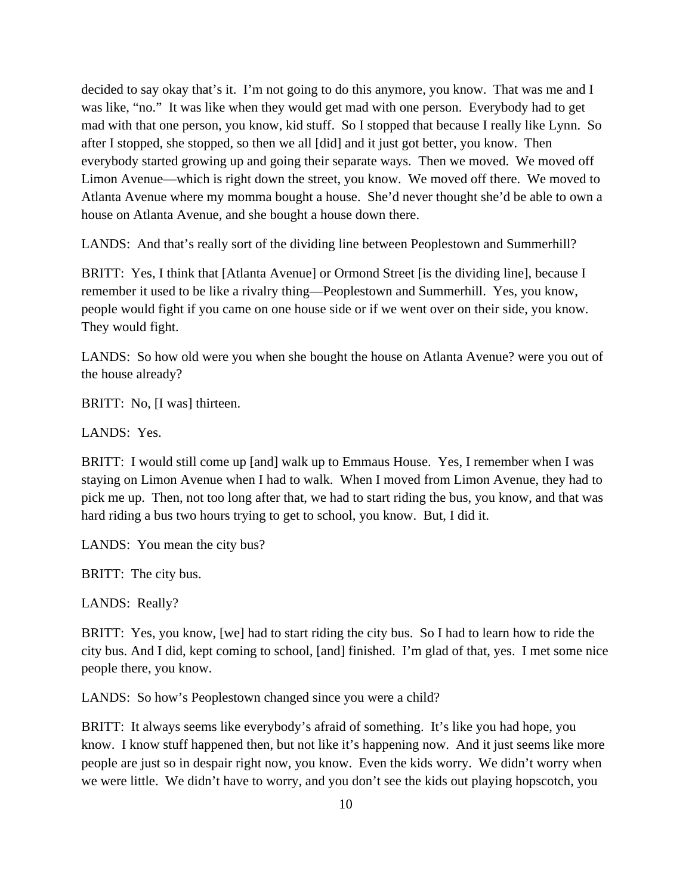decided to say okay that's it. I'm not going to do this anymore, you know. That was me and I was like, "no." It was like when they would get mad with one person. Everybody had to get mad with that one person, you know, kid stuff. So I stopped that because I really like Lynn. So after I stopped, she stopped, so then we all [did] and it just got better, you know. Then everybody started growing up and going their separate ways. Then we moved. We moved off Limon Avenue—which is right down the street, you know. We moved off there. We moved to Atlanta Avenue where my momma bought a house. She'd never thought she'd be able to own a house on Atlanta Avenue, and she bought a house down there.

LANDS: And that's really sort of the dividing line between Peoplestown and Summerhill?

BRITT: Yes, I think that [Atlanta Avenue] or Ormond Street [is the dividing line], because I remember it used to be like a rivalry thing—Peoplestown and Summerhill. Yes, you know, people would fight if you came on one house side or if we went over on their side, you know. They would fight.

LANDS: So how old were you when she bought the house on Atlanta Avenue? were you out of the house already?

BRITT: No, [I was] thirteen.

LANDS: Yes.

BRITT: I would still come up [and] walk up to Emmaus House. Yes, I remember when I was staying on Limon Avenue when I had to walk. When I moved from Limon Avenue, they had to pick me up. Then, not too long after that, we had to start riding the bus, you know, and that was hard riding a bus two hours trying to get to school, you know. But, I did it.

LANDS: You mean the city bus?

BRITT: The city bus.

LANDS: Really?

BRITT: Yes, you know, [we] had to start riding the city bus. So I had to learn how to ride the city bus. And I did, kept coming to school, [and] finished. I'm glad of that, yes. I met some nice people there, you know.

LANDS: So how's Peoplestown changed since you were a child?

BRITT: It always seems like everybody's afraid of something. It's like you had hope, you know. I know stuff happened then, but not like it's happening now. And it just seems like more people are just so in despair right now, you know. Even the kids worry. We didn't worry when we were little. We didn't have to worry, and you don't see the kids out playing hopscotch, you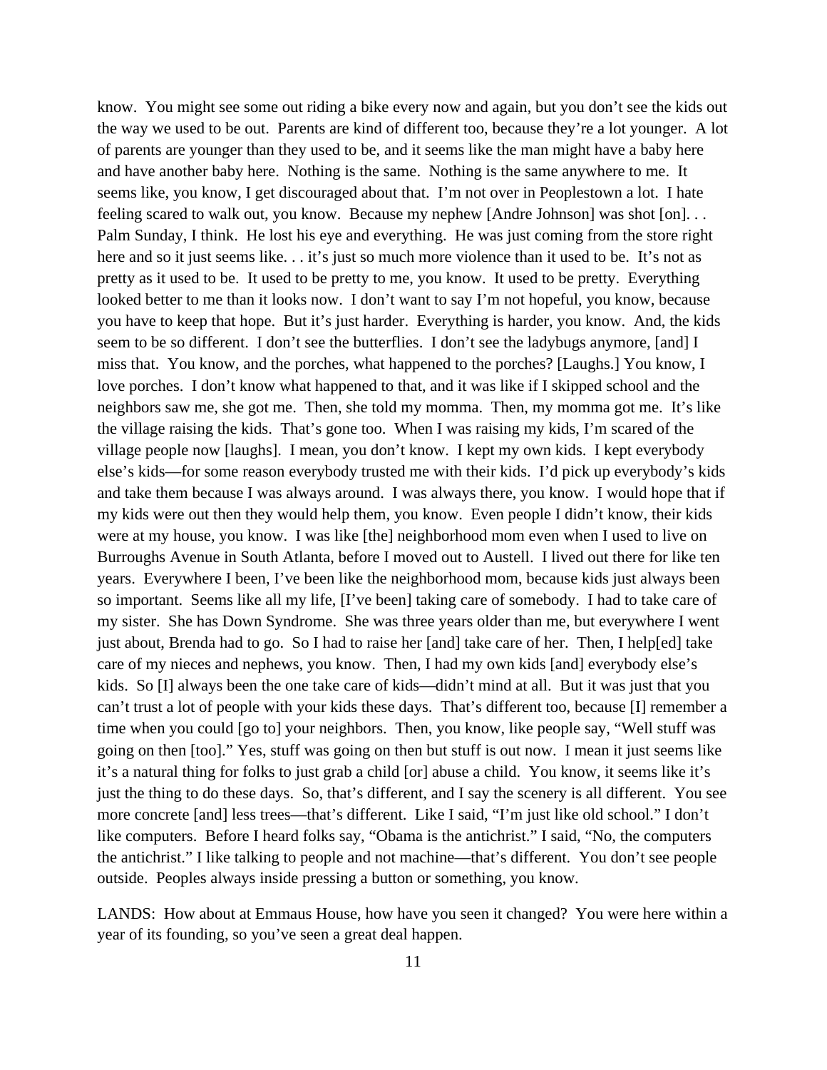know. You might see some out riding a bike every now and again, but you don't see the kids out the way we used to be out. Parents are kind of different too, because they're a lot younger. A lot of parents are younger than they used to be, and it seems like the man might have a baby here and have another baby here. Nothing is the same. Nothing is the same anywhere to me. It seems like, you know, I get discouraged about that. I'm not over in Peoplestown a lot. I hate feeling scared to walk out, you know. Because my nephew [Andre Johnson] was shot [on]. . . Palm Sunday, I think. He lost his eye and everything. He was just coming from the store right here and so it just seems like. . . it's just so much more violence than it used to be. It's not as pretty as it used to be. It used to be pretty to me, you know. It used to be pretty. Everything looked better to me than it looks now. I don't want to say I'm not hopeful, you know, because you have to keep that hope. But it's just harder. Everything is harder, you know. And, the kids seem to be so different. I don't see the butterflies. I don't see the ladybugs anymore, [and] I miss that. You know, and the porches, what happened to the porches? [Laughs.] You know, I love porches. I don't know what happened to that, and it was like if I skipped school and the neighbors saw me, she got me. Then, she told my momma. Then, my momma got me. It's like the village raising the kids. That's gone too. When I was raising my kids, I'm scared of the village people now [laughs]. I mean, you don't know. I kept my own kids. I kept everybody else's kids—for some reason everybody trusted me with their kids. I'd pick up everybody's kids and take them because I was always around. I was always there, you know. I would hope that if my kids were out then they would help them, you know. Even people I didn't know, their kids were at my house, you know. I was like [the] neighborhood mom even when I used to live on Burroughs Avenue in South Atlanta, before I moved out to Austell. I lived out there for like ten years. Everywhere I been, I've been like the neighborhood mom, because kids just always been so important. Seems like all my life, [I've been] taking care of somebody. I had to take care of my sister. She has Down Syndrome. She was three years older than me, but everywhere I went just about, Brenda had to go. So I had to raise her [and] take care of her. Then, I help[ed] take care of my nieces and nephews, you know. Then, I had my own kids [and] everybody else's kids. So [I] always been the one take care of kids—didn't mind at all. But it was just that you can't trust a lot of people with your kids these days. That's different too, because [I] remember a time when you could [go to] your neighbors. Then, you know, like people say, "Well stuff was going on then [too]." Yes, stuff was going on then but stuff is out now. I mean it just seems like it's a natural thing for folks to just grab a child [or] abuse a child. You know, it seems like it's just the thing to do these days. So, that's different, and I say the scenery is all different. You see more concrete [and] less trees—that's different. Like I said, "I'm just like old school." I don't like computers. Before I heard folks say, "Obama is the antichrist." I said, "No, the computers the antichrist." I like talking to people and not machine—that's different. You don't see people outside. Peoples always inside pressing a button or something, you know.

LANDS: How about at Emmaus House, how have you seen it changed? You were here within a year of its founding, so you've seen a great deal happen.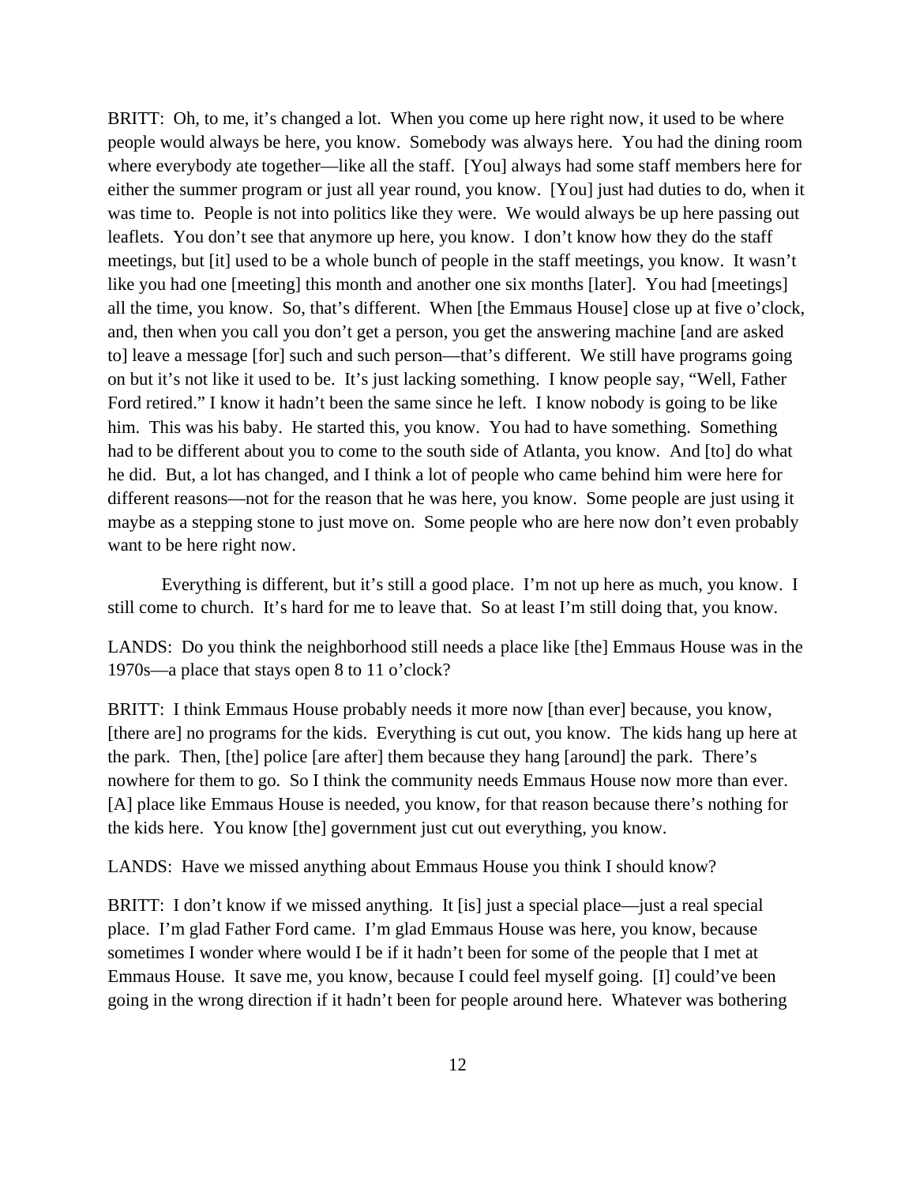BRITT: Oh, to me, it's changed a lot. When you come up here right now, it used to be where people would always be here, you know. Somebody was always here. You had the dining room where everybody ate together—like all the staff. [You] always had some staff members here for either the summer program or just all year round, you know. [You] just had duties to do, when it was time to. People is not into politics like they were. We would always be up here passing out leaflets. You don't see that anymore up here, you know. I don't know how they do the staff meetings, but [it] used to be a whole bunch of people in the staff meetings, you know. It wasn't like you had one [meeting] this month and another one six months [later]. You had [meetings] all the time, you know. So, that's different. When [the Emmaus House] close up at five o'clock, and, then when you call you don't get a person, you get the answering machine [and are asked to] leave a message [for] such and such person—that's different. We still have programs going on but it's not like it used to be. It's just lacking something. I know people say, "Well, Father Ford retired." I know it hadn't been the same since he left. I know nobody is going to be like him. This was his baby. He started this, you know. You had to have something. Something had to be different about you to come to the south side of Atlanta, you know. And [to] do what he did. But, a lot has changed, and I think a lot of people who came behind him were here for different reasons—not for the reason that he was here, you know. Some people are just using it maybe as a stepping stone to just move on. Some people who are here now don't even probably want to be here right now.

Everything is different, but it's still a good place. I'm not up here as much, you know. I still come to church. It's hard for me to leave that. So at least I'm still doing that, you know.

LANDS: Do you think the neighborhood still needs a place like [the] Emmaus House was in the 1970s—a place that stays open 8 to 11 o'clock?

BRITT: I think Emmaus House probably needs it more now [than ever] because, you know, [there are] no programs for the kids. Everything is cut out, you know. The kids hang up here at the park. Then, [the] police [are after] them because they hang [around] the park. There's nowhere for them to go. So I think the community needs Emmaus House now more than ever. [A] place like Emmaus House is needed, you know, for that reason because there's nothing for the kids here. You know [the] government just cut out everything, you know.

LANDS: Have we missed anything about Emmaus House you think I should know?

BRITT: I don't know if we missed anything. It [is] just a special place—just a real special place. I'm glad Father Ford came. I'm glad Emmaus House was here, you know, because sometimes I wonder where would I be if it hadn't been for some of the people that I met at Emmaus House. It save me, you know, because I could feel myself going. [I] could've been going in the wrong direction if it hadn't been for people around here. Whatever was bothering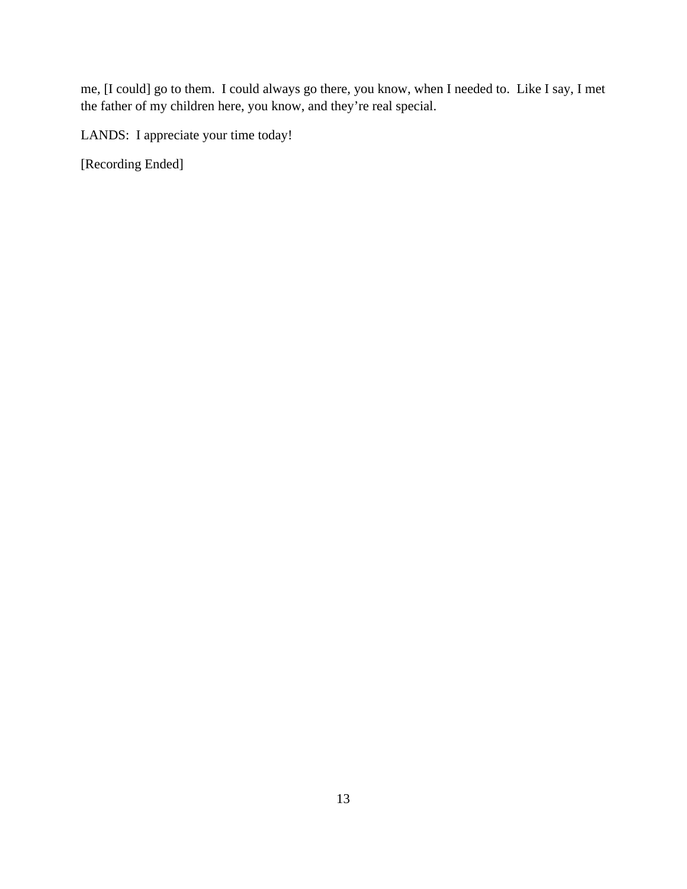me, [I could] go to them.  I could always go there, you know, when I needed to.  Like I say, I met the father of my children here, you know, and they're real special.

LANDS:  I appreciate your time today!

[Recording Ended]